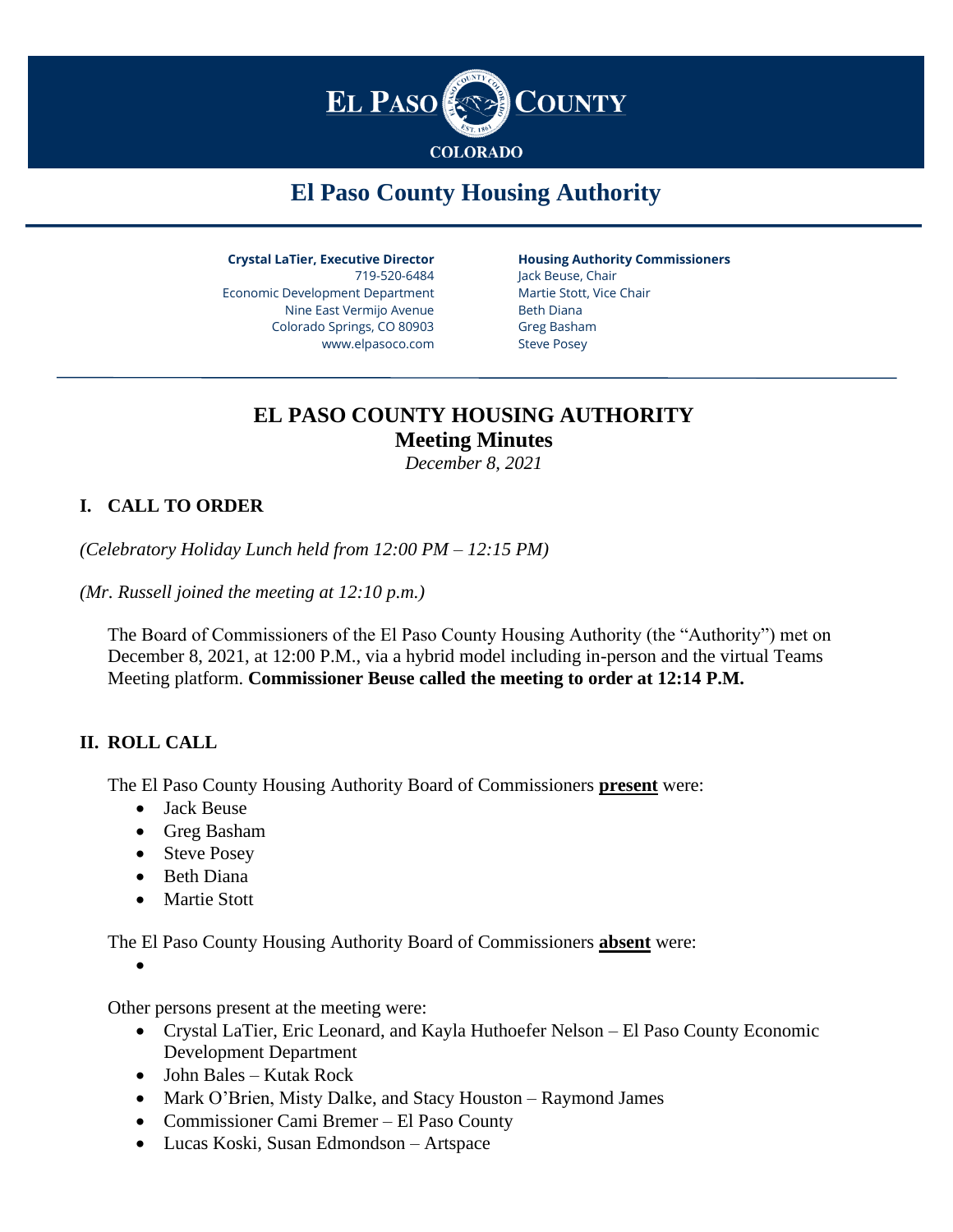# El Paso County

COLORADO

## El Paso County Housing Authority

**Crystal LaTier, Executive Director**
719-520-6484
Economic Development Department
Nine East Vermijo Avenue
Colorado Springs, CO 80903
www.elpasoco.com

**Housing Authority Commissioners**
Jack Beuse, Chair
Martie Stott, Vice Chair
Beth Diana
Greg Basham
Steve Posey

# EL PASO COUNTY HOUSING AUTHORITY
## Meeting Minutes
*December 8, 2021*

### I. CALL TO ORDER

*(Celebratory Holiday Lunch held from 12:00 PM – 12:15 PM)*

*(Mr. Russell joined the meeting at 12:10 p.m.)*

The Board of Commissioners of the El Paso County Housing Authority (the "Authority") met on December 8, 2021, at 12:00 P.M., via a hybrid model including in-person and the virtual Teams Meeting platform. **Commissioner Beuse called the meeting to order at 12:14 P.M.**

### II. ROLL CALL

The El Paso County Housing Authority Board of Commissioners **present** were:

- Jack Beuse
- Greg Basham
- Steve Posey
- Beth Diana
- Martie Stott

The El Paso County Housing Authority Board of Commissioners **absent** were:

- 

Other persons present at the meeting were:

- Crystal LaTier, Eric Leonard, and Kayla Huthoefer Nelson – El Paso County Economic Development Department
- John Bales – Kutak Rock
- Mark O'Brien, Misty Dalke, and Stacy Houston – Raymond James
- Commissioner Cami Bremer – El Paso County
- Lucas Koski, Susan Edmondson – Artspace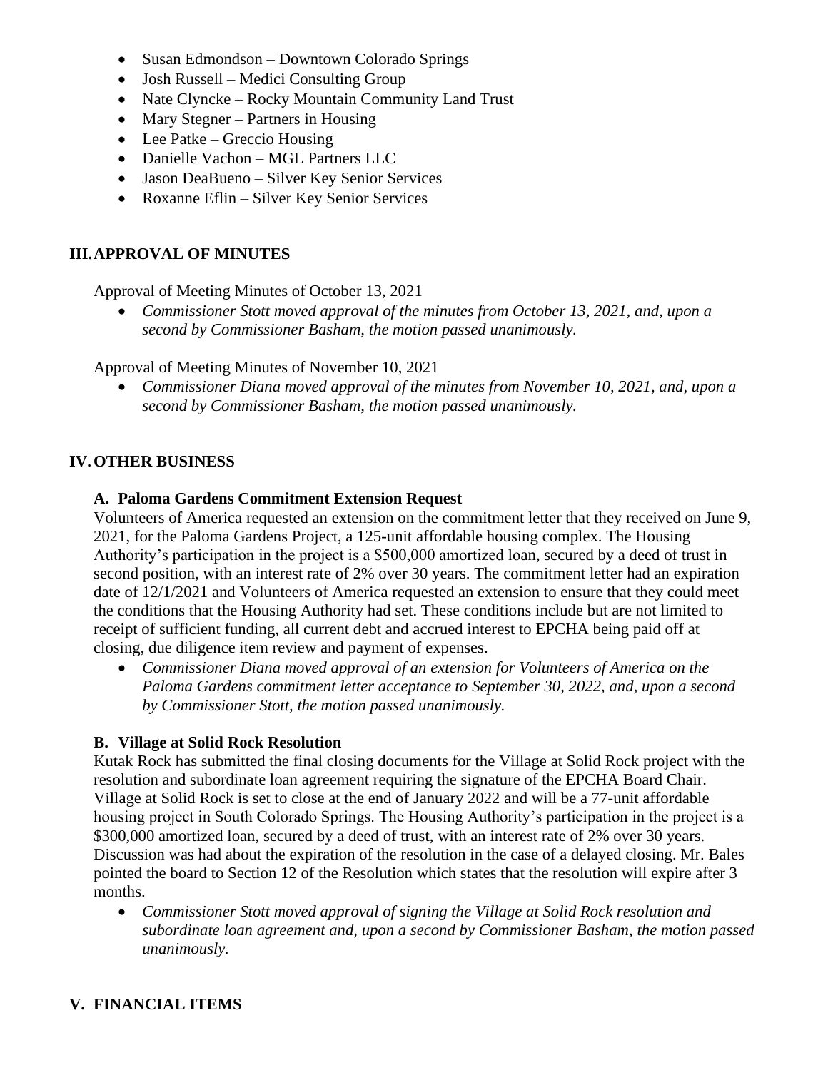- Susan Edmondson – Downtown Colorado Springs
- Josh Russell – Medici Consulting Group
- Nate Clyncke – Rocky Mountain Community Land Trust
- Mary Stegner – Partners in Housing
- Lee Patke – Greccio Housing
- Danielle Vachon – MGL Partners LLC
- Jason DeaBueno – Silver Key Senior Services
- Roxanne Eflin – Silver Key Senior Services

## III. APPROVAL OF MINUTES

Approval of Meeting Minutes of October 13, 2021

- *Commissioner Stott moved approval of the minutes from October 13, 2021, and, upon a second by Commissioner Basham, the motion passed unanimously.*

Approval of Meeting Minutes of November 10, 2021

- *Commissioner Diana moved approval of the minutes from November 10, 2021, and, upon a second by Commissioner Basham, the motion passed unanimously.*

## IV. OTHER BUSINESS

### A. Paloma Gardens Commitment Extension Request

Volunteers of America requested an extension on the commitment letter that they received on June 9, 2021, for the Paloma Gardens Project, a 125-unit affordable housing complex. The Housing Authority's participation in the project is a $500,000 amortized loan, secured by a deed of trust in second position, with an interest rate of 2% over 30 years. The commitment letter had an expiration date of 12/1/2021 and Volunteers of America requested an extension to ensure that they could meet the conditions that the Housing Authority had set. These conditions include but are not limited to receipt of sufficient funding, all current debt and accrued interest to EPCHA being paid off at closing, due diligence item review and payment of expenses.

- *Commissioner Diana moved approval of an extension for Volunteers of America on the Paloma Gardens commitment letter acceptance to September 30, 2022, and, upon a second by Commissioner Stott, the motion passed unanimously.*

### B. Village at Solid Rock Resolution

Kutak Rock has submitted the final closing documents for the Village at Solid Rock project with the resolution and subordinate loan agreement requiring the signature of the EPCHA Board Chair. Village at Solid Rock is set to close at the end of January 2022 and will be a 77-unit affordable housing project in South Colorado Springs. The Housing Authority's participation in the project is a $300,000 amortized loan, secured by a deed of trust, with an interest rate of 2% over 30 years. Discussion was had about the expiration of the resolution in the case of a delayed closing. Mr. Bales pointed the board to Section 12 of the Resolution which states that the resolution will expire after 3 months.

- *Commissioner Stott moved approval of signing the Village at Solid Rock resolution and subordinate loan agreement and, upon a second by Commissioner Basham, the motion passed unanimously.*

## V. FINANCIAL ITEMS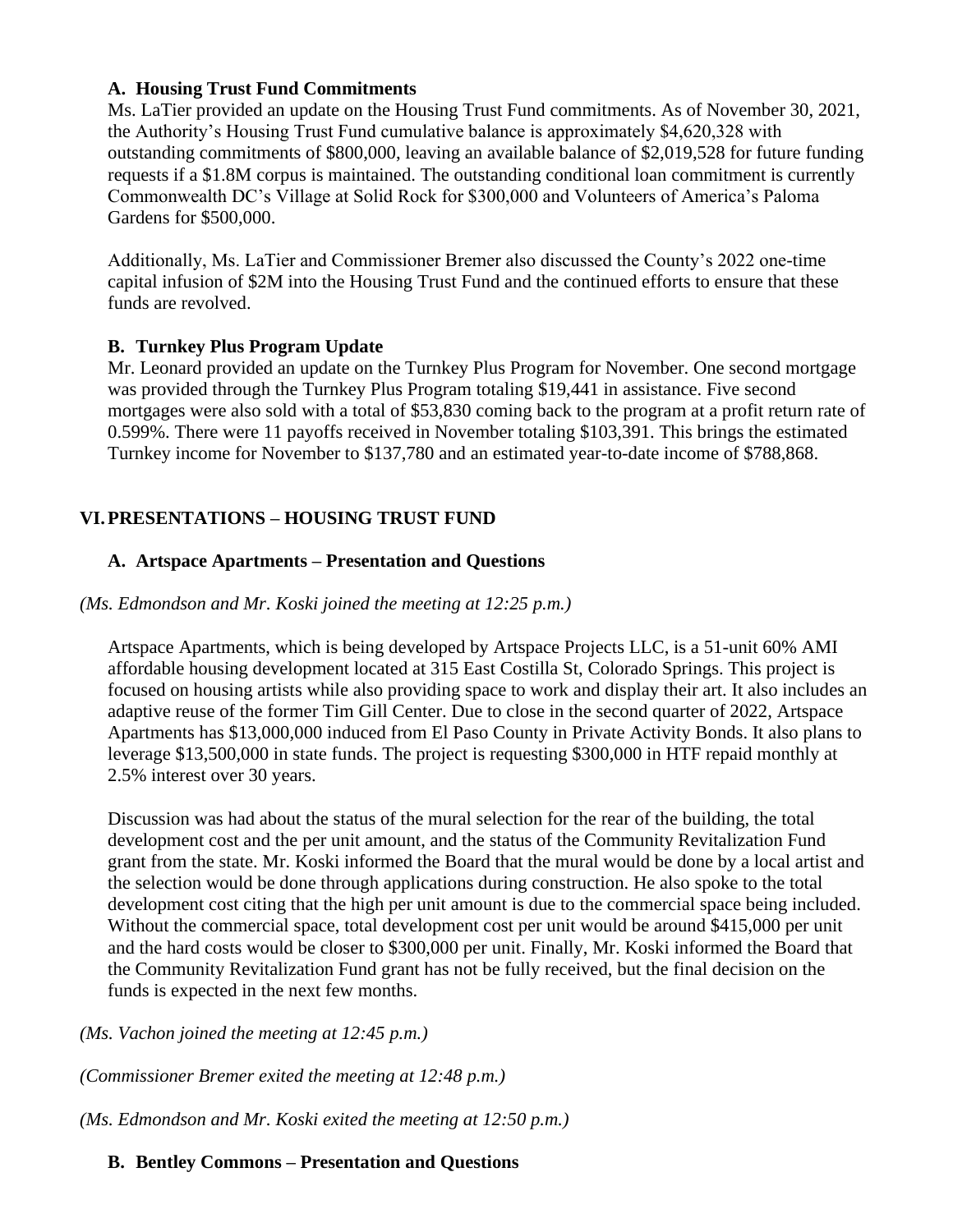### A. Housing Trust Fund Commitments

Ms. LaTier provided an update on the Housing Trust Fund commitments. As of November 30, 2021, the Authority's Housing Trust Fund cumulative balance is approximately $4,620,328 with outstanding commitments of $800,000, leaving an available balance of $2,019,528 for future funding requests if a $1.8M corpus is maintained. The outstanding conditional loan commitment is currently Commonwealth DC's Village at Solid Rock for $300,000 and Volunteers of America's Paloma Gardens for $500,000.

Additionally, Ms. LaTier and Commissioner Bremer also discussed the County's 2022 one-time capital infusion of $2M into the Housing Trust Fund and the continued efforts to ensure that these funds are revolved.

### B. Turnkey Plus Program Update

Mr. Leonard provided an update on the Turnkey Plus Program for November. One second mortgage was provided through the Turnkey Plus Program totaling $19,441 in assistance. Five second mortgages were also sold with a total of $53,830 coming back to the program at a profit return rate of 0.599%. There were 11 payoffs received in November totaling $103,391. This brings the estimated Turnkey income for November to $137,780 and an estimated year-to-date income of $788,868.

## VI. PRESENTATIONS – HOUSING TRUST FUND

### A. Artspace Apartments – Presentation and Questions

*(Ms. Edmondson and Mr. Koski joined the meeting at 12:25 p.m.)*

Artspace Apartments, which is being developed by Artspace Projects LLC, is a 51-unit 60% AMI affordable housing development located at 315 East Costilla St, Colorado Springs. This project is focused on housing artists while also providing space to work and display their art. It also includes an adaptive reuse of the former Tim Gill Center. Due to close in the second quarter of 2022, Artspace Apartments has $13,000,000 induced from El Paso County in Private Activity Bonds. It also plans to leverage $13,500,000 in state funds. The project is requesting $300,000 in HTF repaid monthly at 2.5% interest over 30 years.

Discussion was had about the status of the mural selection for the rear of the building, the total development cost and the per unit amount, and the status of the Community Revitalization Fund grant from the state. Mr. Koski informed the Board that the mural would be done by a local artist and the selection would be done through applications during construction. He also spoke to the total development cost citing that the high per unit amount is due to the commercial space being included. Without the commercial space, total development cost per unit would be around $415,000 per unit and the hard costs would be closer to $300,000 per unit. Finally, Mr. Koski informed the Board that the Community Revitalization Fund grant has not be fully received, but the final decision on the funds is expected in the next few months.

*(Ms. Vachon joined the meeting at 12:45 p.m.)*

*(Commissioner Bremer exited the meeting at 12:48 p.m.)*

*(Ms. Edmondson and Mr. Koski exited the meeting at 12:50 p.m.)*

### B. Bentley Commons – Presentation and Questions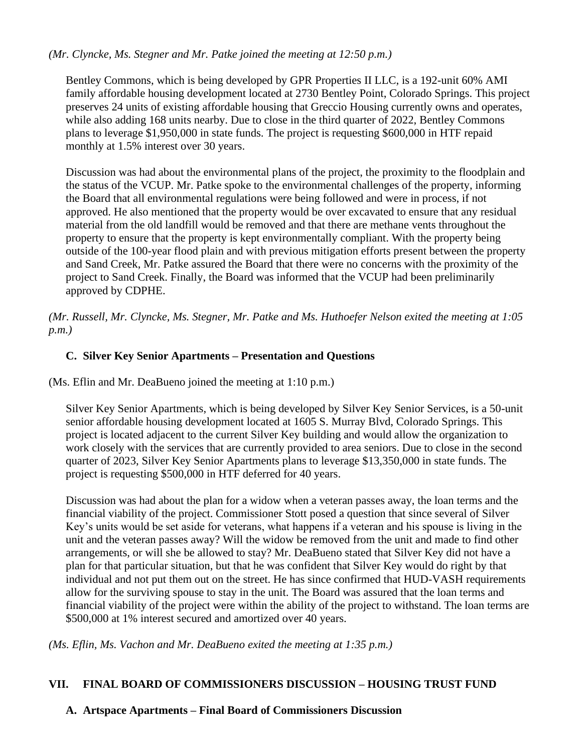*(Mr. Clyncke, Ms. Stegner and Mr. Patke joined the meeting at 12:50 p.m.)*

Bentley Commons, which is being developed by GPR Properties II LLC, is a 192-unit 60% AMI family affordable housing development located at 2730 Bentley Point, Colorado Springs. This project preserves 24 units of existing affordable housing that Greccio Housing currently owns and operates, while also adding 168 units nearby. Due to close in the third quarter of 2022, Bentley Commons plans to leverage $1,950,000 in state funds. The project is requesting $600,000 in HTF repaid monthly at 1.5% interest over 30 years.

Discussion was had about the environmental plans of the project, the proximity to the floodplain and the status of the VCUP. Mr. Patke spoke to the environmental challenges of the property, informing the Board that all environmental regulations were being followed and were in process, if not approved. He also mentioned that the property would be over excavated to ensure that any residual material from the old landfill would be removed and that there are methane vents throughout the property to ensure that the property is kept environmentally compliant. With the property being outside of the 100-year flood plain and with previous mitigation efforts present between the property and Sand Creek, Mr. Patke assured the Board that there were no concerns with the proximity of the project to Sand Creek. Finally, the Board was informed that the VCUP had been preliminarily approved by CDPHE.

*(Mr. Russell, Mr. Clyncke, Ms. Stegner, Mr. Patke and Ms. Huthoefer Nelson exited the meeting at 1:05 p.m.)*

### C. Silver Key Senior Apartments – Presentation and Questions

(Ms. Eflin and Mr. DeaBueno joined the meeting at 1:10 p.m.)

Silver Key Senior Apartments, which is being developed by Silver Key Senior Services, is a 50-unit senior affordable housing development located at 1605 S. Murray Blvd, Colorado Springs. This project is located adjacent to the current Silver Key building and would allow the organization to work closely with the services that are currently provided to area seniors. Due to close in the second quarter of 2023, Silver Key Senior Apartments plans to leverage $13,350,000 in state funds. The project is requesting $500,000 in HTF deferred for 40 years.

Discussion was had about the plan for a widow when a veteran passes away, the loan terms and the financial viability of the project. Commissioner Stott posed a question that since several of Silver Key's units would be set aside for veterans, what happens if a veteran and his spouse is living in the unit and the veteran passes away? Will the widow be removed from the unit and made to find other arrangements, or will she be allowed to stay? Mr. DeaBueno stated that Silver Key did not have a plan for that particular situation, but that he was confident that Silver Key would do right by that individual and not put them out on the street. He has since confirmed that HUD-VASH requirements allow for the surviving spouse to stay in the unit. The Board was assured that the loan terms and financial viability of the project were within the ability of the project to withstand. The loan terms are $500,000 at 1% interest secured and amortized over 40 years.

*(Ms. Eflin, Ms. Vachon and Mr. DeaBueno exited the meeting at 1:35 p.m.)*

## VII. FINAL BOARD OF COMMISSIONERS DISCUSSION – HOUSING TRUST FUND

### A. Artspace Apartments – Final Board of Commissioners Discussion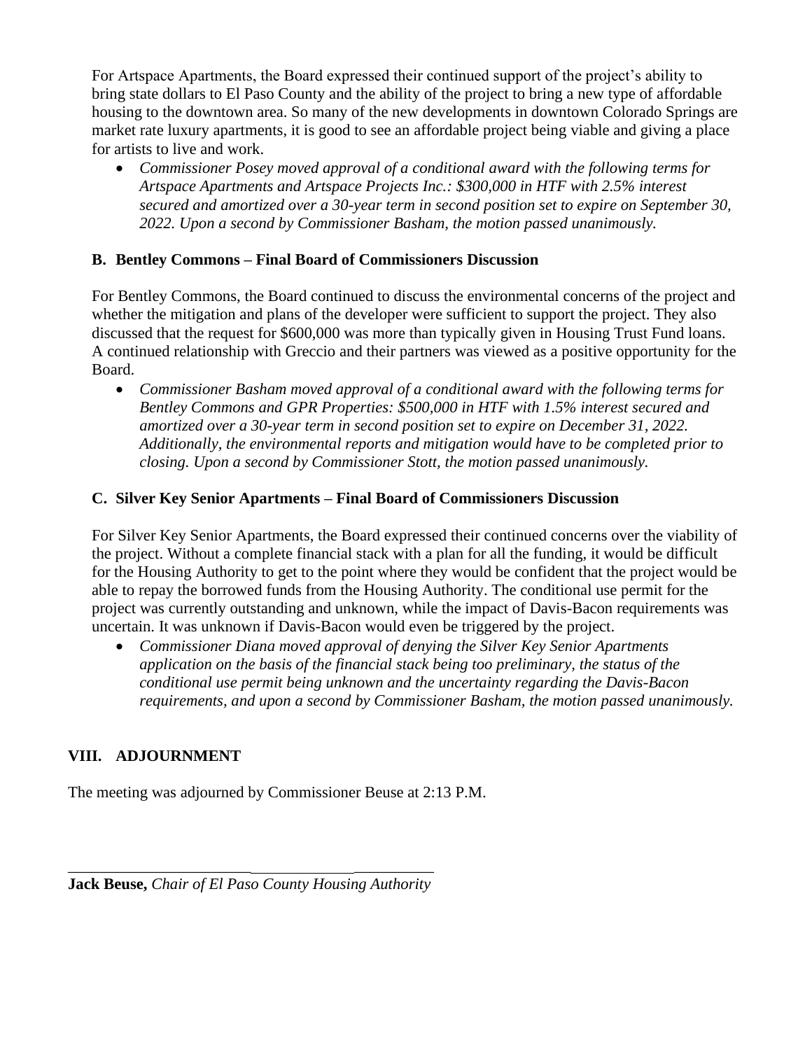For Artspace Apartments, the Board expressed their continued support of the project's ability to bring state dollars to El Paso County and the ability of the project to bring a new type of affordable housing to the downtown area. So many of the new developments in downtown Colorado Springs are market rate luxury apartments, it is good to see an affordable project being viable and giving a place for artists to live and work.

- *Commissioner Posey moved approval of a conditional award with the following terms for Artspace Apartments and Artspace Projects Inc.: $300,000 in HTF with 2.5% interest secured and amortized over a 30-year term in second position set to expire on September 30, 2022. Upon a second by Commissioner Basham, the motion passed unanimously.*

### B. Bentley Commons – Final Board of Commissioners Discussion

For Bentley Commons, the Board continued to discuss the environmental concerns of the project and whether the mitigation and plans of the developer were sufficient to support the project. They also discussed that the request for $600,000 was more than typically given in Housing Trust Fund loans. A continued relationship with Greccio and their partners was viewed as a positive opportunity for the Board.

- *Commissioner Basham moved approval of a conditional award with the following terms for Bentley Commons and GPR Properties: $500,000 in HTF with 1.5% interest secured and amortized over a 30-year term in second position set to expire on December 31, 2022. Additionally, the environmental reports and mitigation would have to be completed prior to closing. Upon a second by Commissioner Stott, the motion passed unanimously.*

### C. Silver Key Senior Apartments – Final Board of Commissioners Discussion

For Silver Key Senior Apartments, the Board expressed their continued concerns over the viability of the project. Without a complete financial stack with a plan for all the funding, it would be difficult for the Housing Authority to get to the point where they would be confident that the project would be able to repay the borrowed funds from the Housing Authority. The conditional use permit for the project was currently outstanding and unknown, while the impact of Davis-Bacon requirements was uncertain. It was unknown if Davis-Bacon would even be triggered by the project.

- *Commissioner Diana moved approval of denying the Silver Key Senior Apartments application on the basis of the financial stack being too preliminary, the status of the conditional use permit being unknown and the uncertainty regarding the Davis-Bacon requirements, and upon a second by Commissioner Basham, the motion passed unanimously.*

## VIII. ADJOURNMENT

The meeting was adjourned by Commissioner Beuse at 2:13 P.M.

\_\_\_\_\_\_\_\_\_\_\_\_\_\_\_\_\_\_\_\_\_\_\_\_\_\_\_\_\_\_\_\_\_\_\_\_\_\_\_\_\_\_\_\_

**Jack Beuse,** *Chair of El Paso County Housing Authority*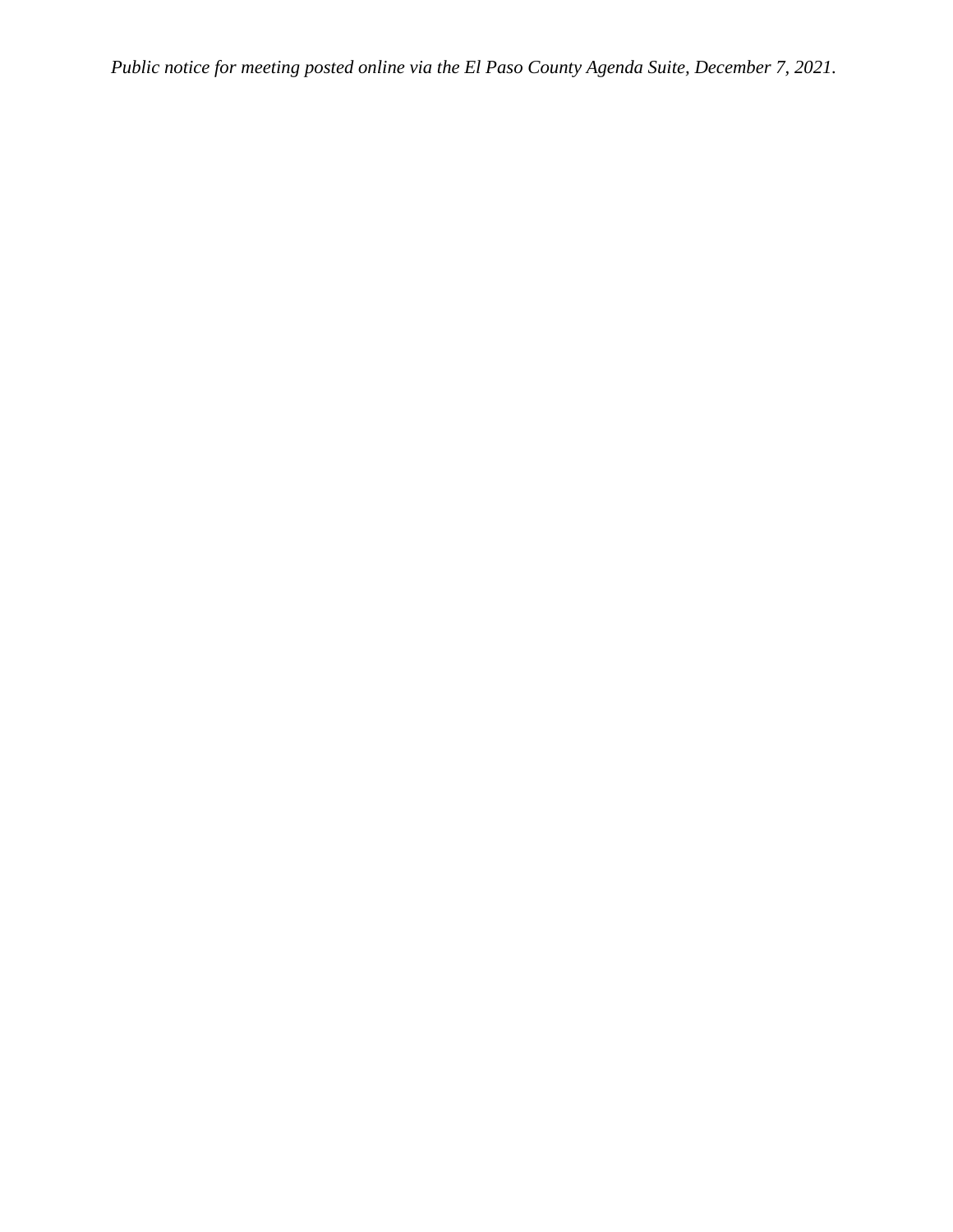*Public notice for meeting posted online via the El Paso County Agenda Suite, December 7, 2021.*